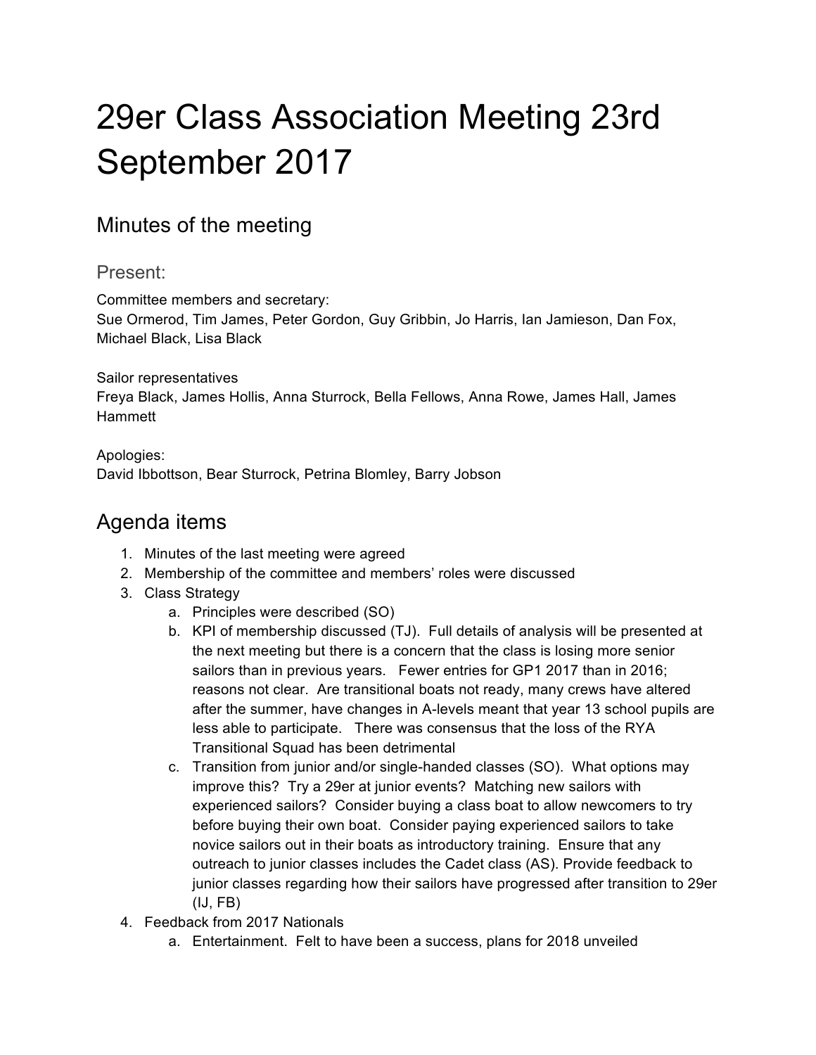# 29er Class Association Meeting 23rd September 2017

## Minutes of the meeting

### Present:

Committee members and secretary:
Sue Ormerod, Tim James, Peter Gordon, Guy Gribbin, Jo Harris, Ian Jamieson, Dan Fox, Michael Black, Lisa Black

Sailor representatives
Freya Black, James Hollis, Anna Sturrock, Bella Fellows, Anna Rowe, James Hall, James Hammett

Apologies:
David Ibbottson, Bear Sturrock, Petrina Blomley, Barry Jobson

## Agenda items

1. Minutes of the last meeting were agreed
2. Membership of the committee and members' roles were discussed
3. Class Strategy
   a. Principles were described (SO)
   b. KPI of membership discussed (TJ). Full details of analysis will be presented at the next meeting but there is a concern that the class is losing more senior sailors than in previous years. Fewer entries for GP1 2017 than in 2016; reasons not clear. Are transitional boats not ready, many crews have altered after the summer, have changes in A-levels meant that year 13 school pupils are less able to participate. There was consensus that the loss of the RYA Transitional Squad has been detrimental
   c. Transition from junior and/or single-handed classes (SO). What options may improve this? Try a 29er at junior events? Matching new sailors with experienced sailors? Consider buying a class boat to allow newcomers to try before buying their own boat. Consider paying experienced sailors to take novice sailors out in their boats as introductory training. Ensure that any outreach to junior classes includes the Cadet class (AS). Provide feedback to junior classes regarding how their sailors have progressed after transition to 29er (IJ, FB)
4. Feedback from 2017 Nationals
   a. Entertainment. Felt to have been a success, plans for 2018 unveiled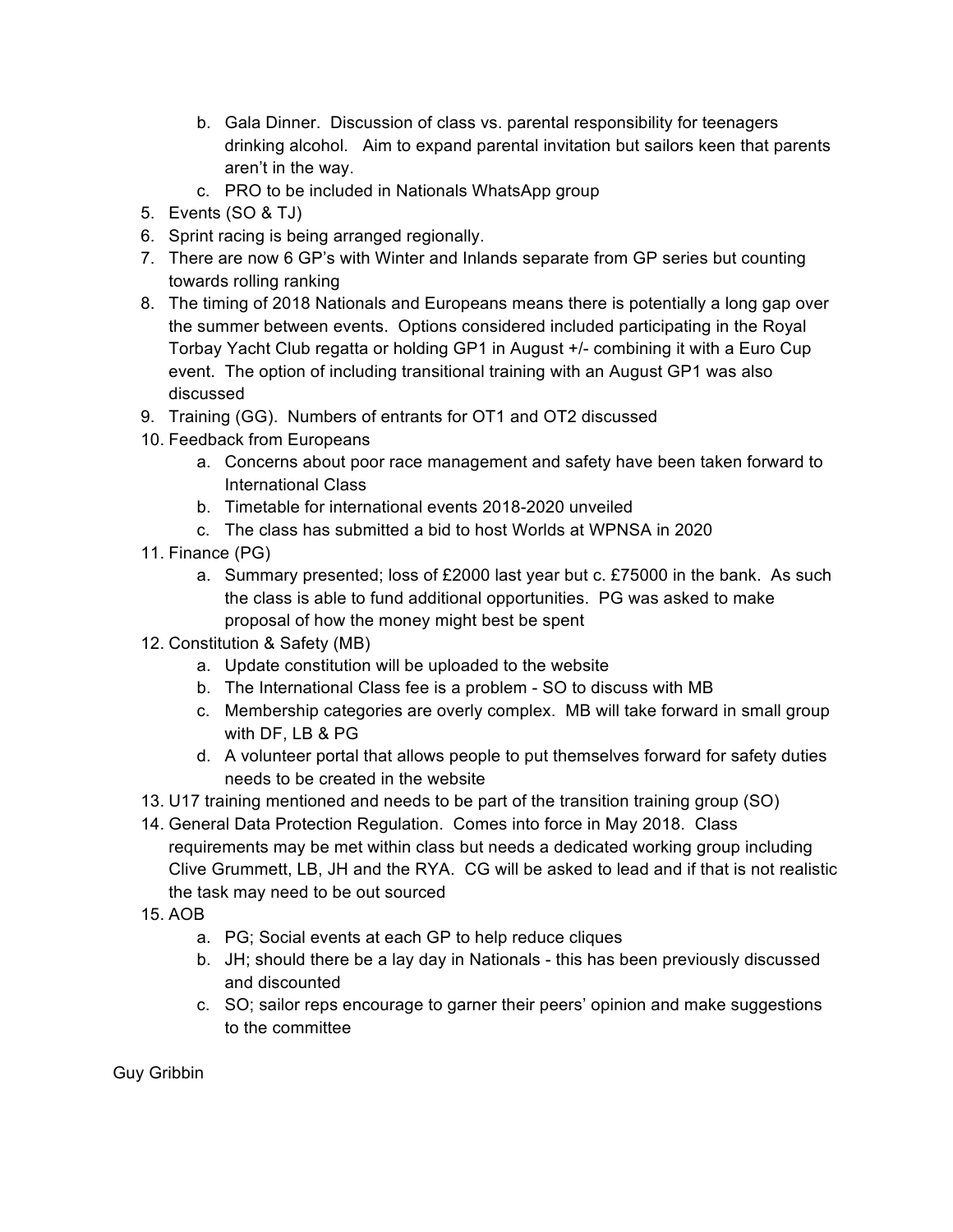b. Gala Dinner. Discussion of class vs. parental responsibility for teenagers drinking alcohol. Aim to expand parental invitation but sailors keen that parents aren't in the way.
   c. PRO to be included in Nationals WhatsApp group
5. Events (SO & TJ)
6. Sprint racing is being arranged regionally.
7. There are now 6 GP's with Winter and Inlands separate from GP series but counting towards rolling ranking
8. The timing of 2018 Nationals and Europeans means there is potentially a long gap over the summer between events. Options considered included participating in the Royal Torbay Yacht Club regatta or holding GP1 in August +/- combining it with a Euro Cup event. The option of including transitional training with an August GP1 was also discussed
9. Training (GG). Numbers of entrants for OT1 and OT2 discussed
10. Feedback from Europeans
    a. Concerns about poor race management and safety have been taken forward to International Class
    b. Timetable for international events 2018-2020 unveiled
    c. The class has submitted a bid to host Worlds at WPNSA in 2020
11. Finance (PG)
    a. Summary presented; loss of £2000 last year but c. £75000 in the bank. As such the class is able to fund additional opportunities. PG was asked to make proposal of how the money might best be spent
12. Constitution & Safety (MB)
    a. Update constitution will be uploaded to the website
    b. The International Class fee is a problem - SO to discuss with MB
    c. Membership categories are overly complex. MB will take forward in small group with DF, LB & PG
    d. A volunteer portal that allows people to put themselves forward for safety duties needs to be created in the website
13. U17 training mentioned and needs to be part of the transition training group (SO)
14. General Data Protection Regulation. Comes into force in May 2018. Class requirements may be met within class but needs a dedicated working group including Clive Grummett, LB, JH and the RYA. CG will be asked to lead and if that is not realistic the task may need to be out sourced
15. AOB
    a. PG; Social events at each GP to help reduce cliques
    b. JH; should there be a lay day in Nationals - this has been previously discussed and discounted
    c. SO; sailor reps encourage to garner their peers' opinion and make suggestions to the committee

Guy Gribbin